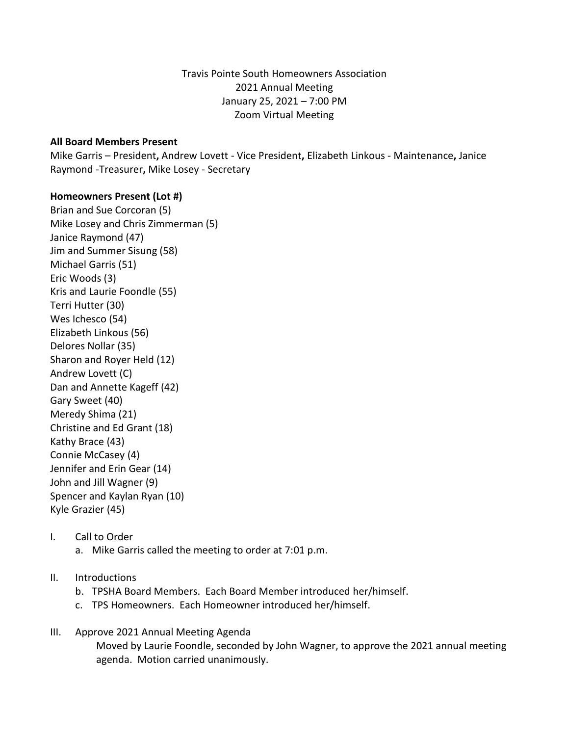Travis Pointe South Homeowners Association
2021 Annual Meeting
January 25, 2021 – 7:00 PM
Zoom Virtual Meeting

**All Board Members Present**

Mike Garris – President**,** Andrew Lovett - Vice President**,** Elizabeth Linkous - Maintenance**,** Janice Raymond -Treasurer**,** Mike Losey - Secretary

**Homeowners Present (Lot #)**

Brian and Sue Corcoran (5)
Mike Losey and Chris Zimmerman (5)
Janice Raymond (47)
Jim and Summer Sisung (58)
Michael Garris (51)
Eric Woods (3)
Kris and Laurie Foondle (55)
Terri Hutter (30)
Wes Ichesco (54)
Elizabeth Linkous (56)
Delores Nollar (35)
Sharon and Royer Held (12)
Andrew Lovett (C)
Dan and Annette Kageff (42)
Gary Sweet (40)
Meredy Shima (21)
Christine and Ed Grant (18)
Kathy Brace (43)
Connie McCasey (4)
Jennifer and Erin Gear (14)
John and Jill Wagner (9)
Spencer and Kaylan Ryan (10)
Kyle Grazier (45)

I. Call to Order
   a. Mike Garris called the meeting to order at 7:01 p.m.

II. Introductions
   b. TPSHA Board Members. Each Board Member introduced her/himself.
   c. TPS Homeowners. Each Homeowner introduced her/himself.

III. Approve 2021 Annual Meeting Agenda

   Moved by Laurie Foondle, seconded by John Wagner, to approve the 2021 annual meeting agenda. Motion carried unanimously.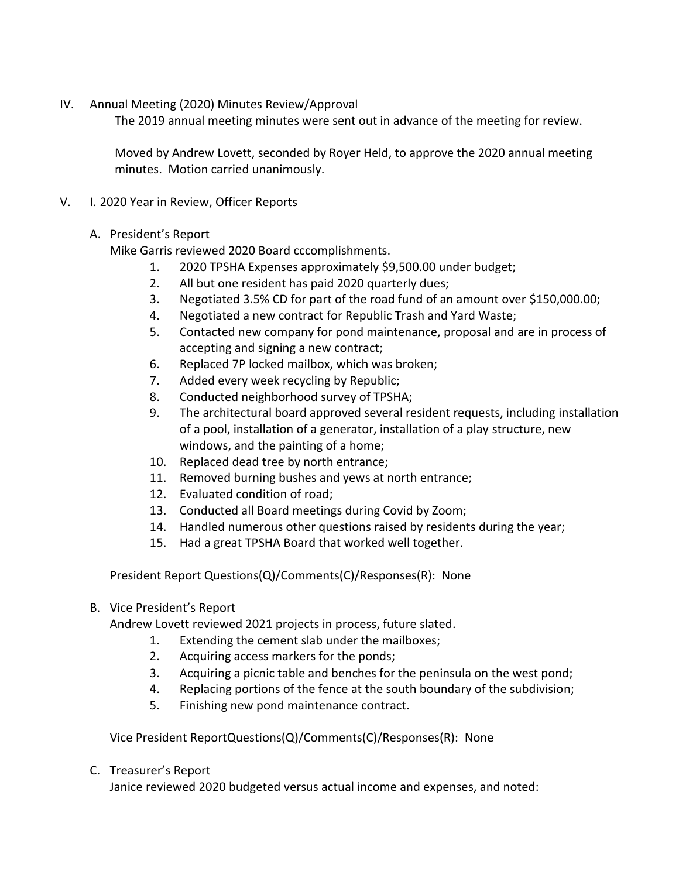IV. Annual Meeting (2020) Minutes Review/Approval

The 2019 annual meeting minutes were sent out in advance of the meeting for review.

Moved by Andrew Lovett, seconded by Royer Held, to approve the 2020 annual meeting minutes. Motion carried unanimously.

V. I. 2020 Year in Review, Officer Reports

A. President's Report

Mike Garris reviewed 2020 Board cccomplishments.

1. 2020 TPSHA Expenses approximately $9,500.00 under budget;
2. All but one resident has paid 2020 quarterly dues;
3. Negotiated 3.5% CD for part of the road fund of an amount over $150,000.00;
4. Negotiated a new contract for Republic Trash and Yard Waste;
5. Contacted new company for pond maintenance, proposal and are in process of accepting and signing a new contract;
6. Replaced 7P locked mailbox, which was broken;
7. Added every week recycling by Republic;
8. Conducted neighborhood survey of TPSHA;
9. The architectural board approved several resident requests, including installation of a pool, installation of a generator, installation of a play structure, new windows, and the painting of a home;
10. Replaced dead tree by north entrance;
11. Removed burning bushes and yews at north entrance;
12. Evaluated condition of road;
13. Conducted all Board meetings during Covid by Zoom;
14. Handled numerous other questions raised by residents during the year;
15. Had a great TPSHA Board that worked well together.

President Report Questions(Q)/Comments(C)/Responses(R): None

B. Vice President's Report

Andrew Lovett reviewed 2021 projects in process, future slated.

1. Extending the cement slab under the mailboxes;
2. Acquiring access markers for the ponds;
3. Acquiring a picnic table and benches for the peninsula on the west pond;
4. Replacing portions of the fence at the south boundary of the subdivision;
5. Finishing new pond maintenance contract.

Vice President ReportQuestions(Q)/Comments(C)/Responses(R): None

C. Treasurer's Report

Janice reviewed 2020 budgeted versus actual income and expenses, and noted: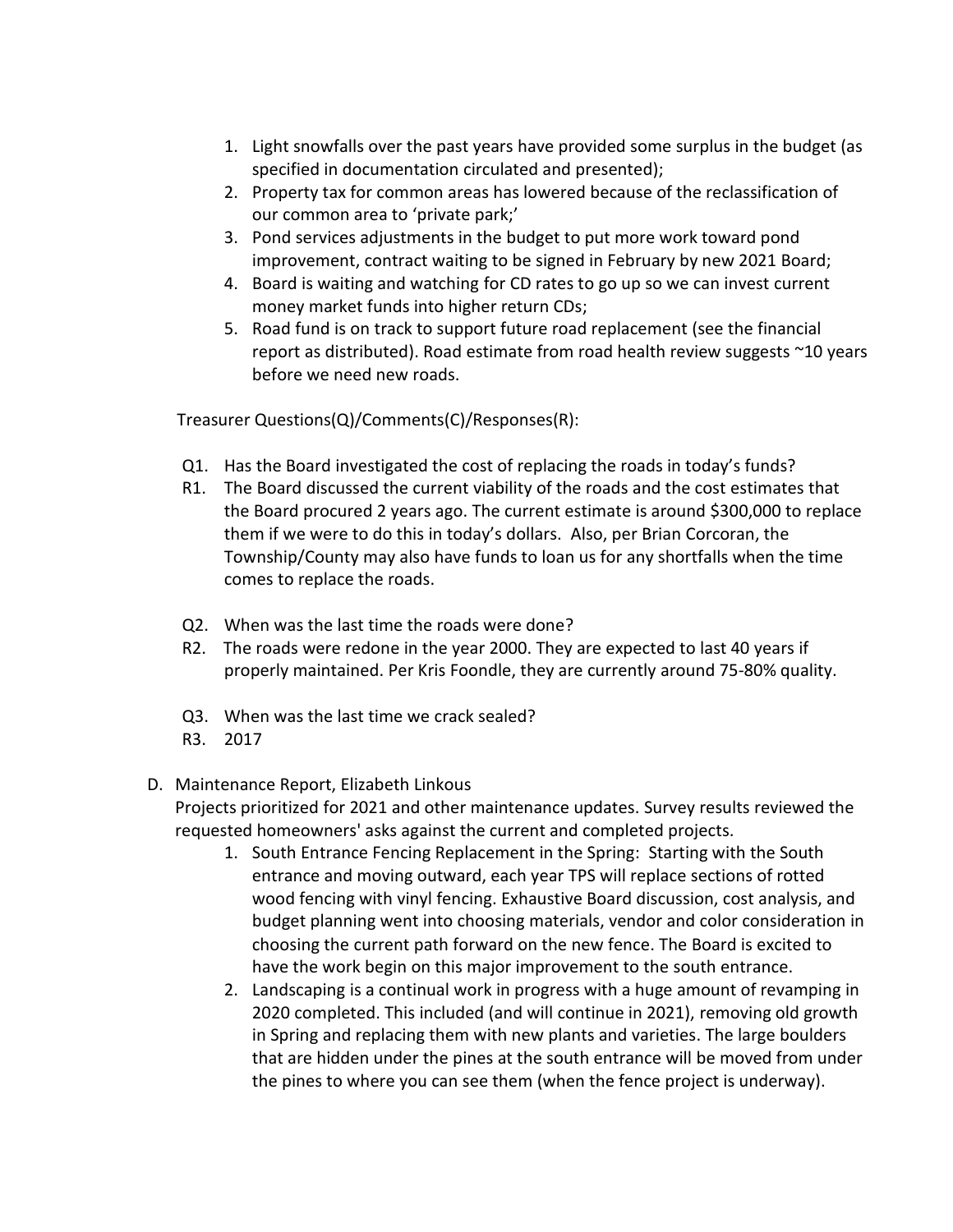1. Light snowfalls over the past years have provided some surplus in the budget (as specified in documentation circulated and presented);
2. Property tax for common areas has lowered because of the reclassification of our common area to 'private park;'
3. Pond services adjustments in the budget to put more work toward pond improvement, contract waiting to be signed in February by new 2021 Board;
4. Board is waiting and watching for CD rates to go up so we can invest current money market funds into higher return CDs;
5. Road fund is on track to support future road replacement (see the financial report as distributed). Road estimate from road health review suggests ~10 years before we need new roads.

Treasurer Questions(Q)/Comments(C)/Responses(R):

Q1. Has the Board investigated the cost of replacing the roads in today's funds?

R1. The Board discussed the current viability of the roads and the cost estimates that the Board procured 2 years ago. The current estimate is around $300,000 to replace them if we were to do this in today's dollars. Also, per Brian Corcoran, the Township/County may also have funds to loan us for any shortfalls when the time comes to replace the roads.

Q2. When was the last time the roads were done?

R2. The roads were redone in the year 2000. They are expected to last 40 years if properly maintained. Per Kris Foondle, they are currently around 75-80% quality.

Q3. When was the last time we crack sealed?

R3. 2017

D. Maintenance Report, Elizabeth Linkous

Projects prioritized for 2021 and other maintenance updates. Survey results reviewed the requested homeowners' asks against the current and completed projects.

1. South Entrance Fencing Replacement in the Spring: Starting with the South entrance and moving outward, each year TPS will replace sections of rotted wood fencing with vinyl fencing. Exhaustive Board discussion, cost analysis, and budget planning went into choosing materials, vendor and color consideration in choosing the current path forward on the new fence. The Board is excited to have the work begin on this major improvement to the south entrance.
2. Landscaping is a continual work in progress with a huge amount of revamping in 2020 completed. This included (and will continue in 2021), removing old growth in Spring and replacing them with new plants and varieties. The large boulders that are hidden under the pines at the south entrance will be moved from under the pines to where you can see them (when the fence project is underway).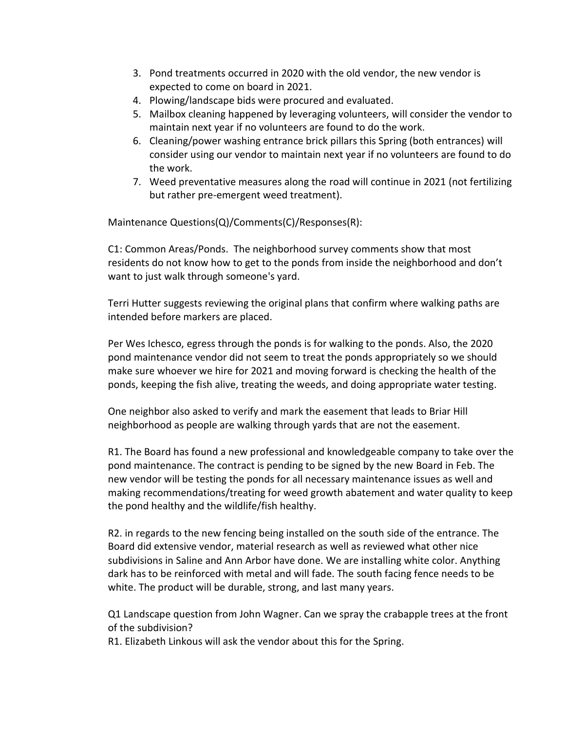3. Pond treatments occurred in 2020 with the old vendor, the new vendor is expected to come on board in 2021.
4. Plowing/landscape bids were procured and evaluated.
5. Mailbox cleaning happened by leveraging volunteers, will consider the vendor to maintain next year if no volunteers are found to do the work.
6. Cleaning/power washing entrance brick pillars this Spring (both entrances) will consider using our vendor to maintain next year if no volunteers are found to do the work.
7. Weed preventative measures along the road will continue in 2021 (not fertilizing but rather pre-emergent weed treatment).

Maintenance Questions(Q)/Comments(C)/Responses(R):

C1: Common Areas/Ponds. The neighborhood survey comments show that most residents do not know how to get to the ponds from inside the neighborhood and don't want to just walk through someone's yard.

Terri Hutter suggests reviewing the original plans that confirm where walking paths are intended before markers are placed.

Per Wes Ichesco, egress through the ponds is for walking to the ponds. Also, the 2020 pond maintenance vendor did not seem to treat the ponds appropriately so we should make sure whoever we hire for 2021 and moving forward is checking the health of the ponds, keeping the fish alive, treating the weeds, and doing appropriate water testing.

One neighbor also asked to verify and mark the easement that leads to Briar Hill neighborhood as people are walking through yards that are not the easement.

R1. The Board has found a new professional and knowledgeable company to take over the pond maintenance. The contract is pending to be signed by the new Board in Feb. The new vendor will be testing the ponds for all necessary maintenance issues as well and making recommendations/treating for weed growth abatement and water quality to keep the pond healthy and the wildlife/fish healthy.

R2. in regards to the new fencing being installed on the south side of the entrance. The Board did extensive vendor, material research as well as reviewed what other nice subdivisions in Saline and Ann Arbor have done. We are installing white color. Anything dark has to be reinforced with metal and will fade. The south facing fence needs to be white. The product will be durable, strong, and last many years.

Q1 Landscape question from John Wagner. Can we spray the crabapple trees at the front of the subdivision?
R1. Elizabeth Linkous will ask the vendor about this for the Spring.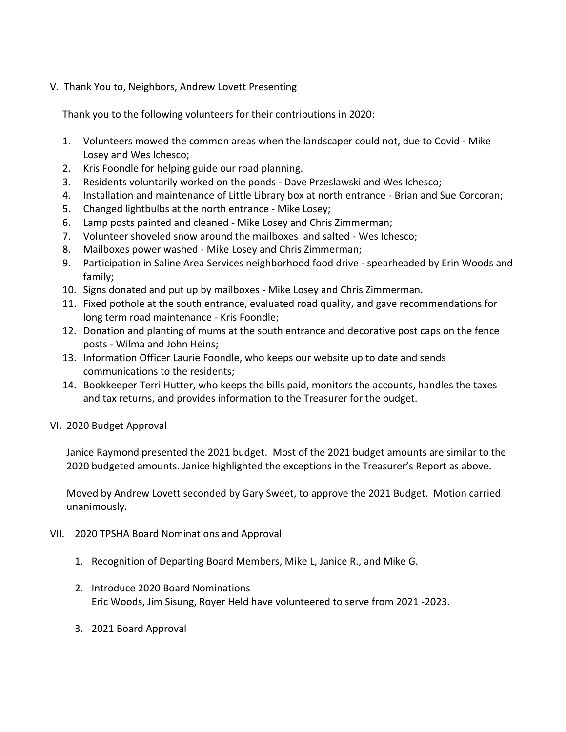V. Thank You to, Neighbors, Andrew Lovett Presenting

Thank you to the following volunteers for their contributions in 2020:

1. Volunteers mowed the common areas when the landscaper could not, due to Covid - Mike Losey and Wes Ichesco;
2. Kris Foondle for helping guide our road planning.
3. Residents voluntarily worked on the ponds - Dave Przeslawski and Wes Ichesco;
4. Installation and maintenance of Little Library box at north entrance - Brian and Sue Corcoran;
5. Changed lightbulbs at the north entrance - Mike Losey;
6. Lamp posts painted and cleaned - Mike Losey and Chris Zimmerman;
7. Volunteer shoveled snow around the mailboxes and salted - Wes Ichesco;
8. Mailboxes power washed - Mike Losey and Chris Zimmerman;
9. Participation in Saline Area Services neighborhood food drive - spearheaded by Erin Woods and family;
10. Signs donated and put up by mailboxes - Mike Losey and Chris Zimmerman.
11. Fixed pothole at the south entrance, evaluated road quality, and gave recommendations for long term road maintenance - Kris Foondle;
12. Donation and planting of mums at the south entrance and decorative post caps on the fence posts - Wilma and John Heins;
13. Information Officer Laurie Foondle, who keeps our website up to date and sends communications to the residents;
14. Bookkeeper Terri Hutter, who keeps the bills paid, monitors the accounts, handles the taxes and tax returns, and provides information to the Treasurer for the budget.

VI. 2020 Budget Approval

Janice Raymond presented the 2021 budget. Most of the 2021 budget amounts are similar to the 2020 budgeted amounts. Janice highlighted the exceptions in the Treasurer's Report as above.

Moved by Andrew Lovett seconded by Gary Sweet, to approve the 2021 Budget. Motion carried unanimously.

VII. 2020 TPSHA Board Nominations and Approval

1. Recognition of Departing Board Members, Mike L, Janice R., and Mike G.

2. Introduce 2020 Board Nominations
   Eric Woods, Jim Sisung, Royer Held have volunteered to serve from 2021 -2023.

3. 2021 Board Approval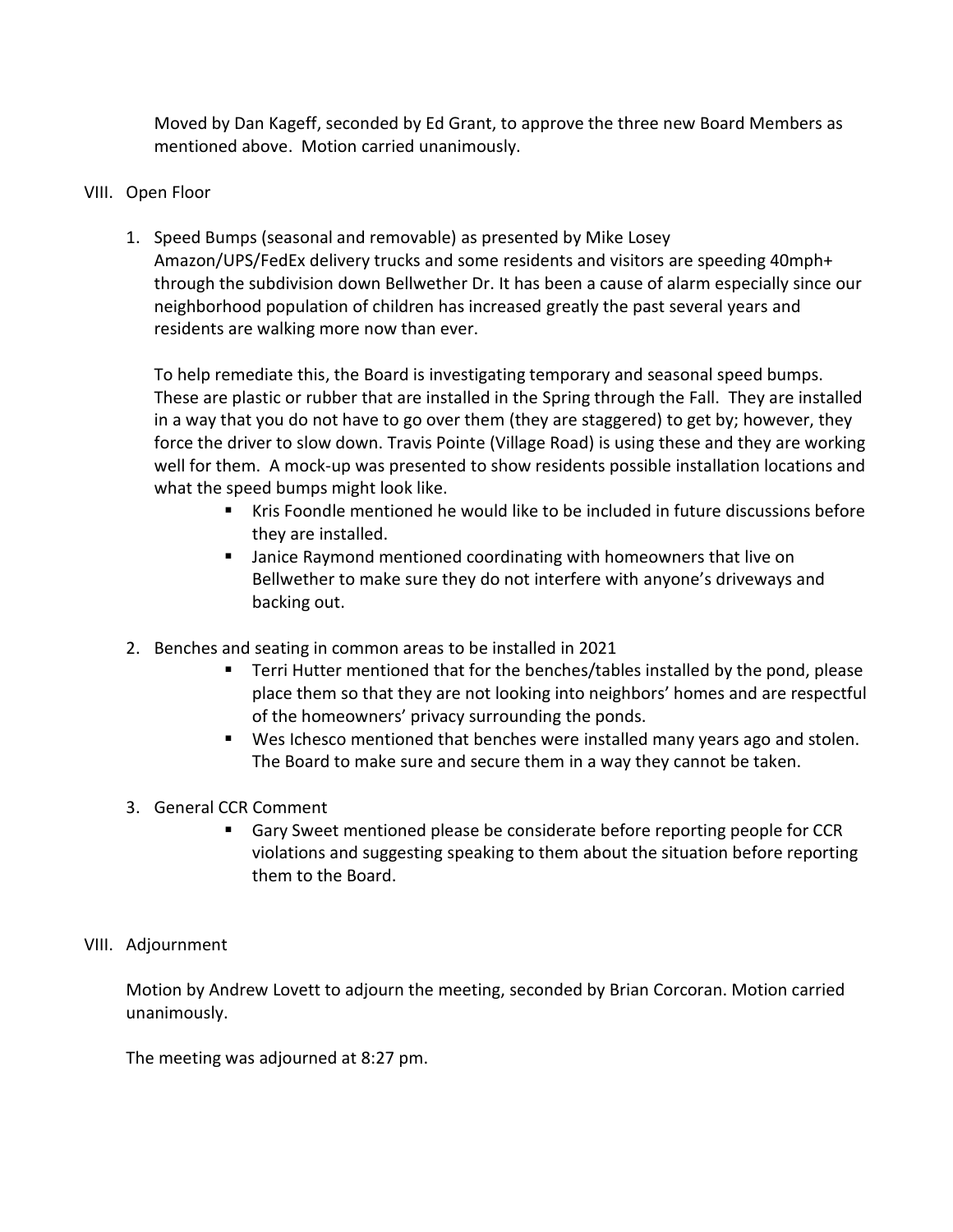Moved by Dan Kageff, seconded by Ed Grant, to approve the three new Board Members as mentioned above. Motion carried unanimously.

VIII. Open Floor

1. Speed Bumps (seasonal and removable) as presented by Mike Losey
   Amazon/UPS/FedEx delivery trucks and some residents and visitors are speeding 40mph+ through the subdivision down Bellwether Dr. It has been a cause of alarm especially since our neighborhood population of children has increased greatly the past several years and residents are walking more now than ever.

   To help remediate this, the Board is investigating temporary and seasonal speed bumps. These are plastic or rubber that are installed in the Spring through the Fall. They are installed in a way that you do not have to go over them (they are staggered) to get by; however, they force the driver to slow down. Travis Pointe (Village Road) is using these and they are working well for them. A mock-up was presented to show residents possible installation locations and what the speed bumps might look like.

   - Kris Foondle mentioned he would like to be included in future discussions before they are installed.
   - Janice Raymond mentioned coordinating with homeowners that live on Bellwether to make sure they do not interfere with anyone's driveways and backing out.

2. Benches and seating in common areas to be installed in 2021
   - Terri Hutter mentioned that for the benches/tables installed by the pond, please place them so that they are not looking into neighbors' homes and are respectful of the homeowners' privacy surrounding the ponds.
   - Wes Ichesco mentioned that benches were installed many years ago and stolen. The Board to make sure and secure them in a way they cannot be taken.

3. General CCR Comment
   - Gary Sweet mentioned please be considerate before reporting people for CCR violations and suggesting speaking to them about the situation before reporting them to the Board.

VIII. Adjournment

Motion by Andrew Lovett to adjourn the meeting, seconded by Brian Corcoran. Motion carried unanimously.

The meeting was adjourned at 8:27 pm.